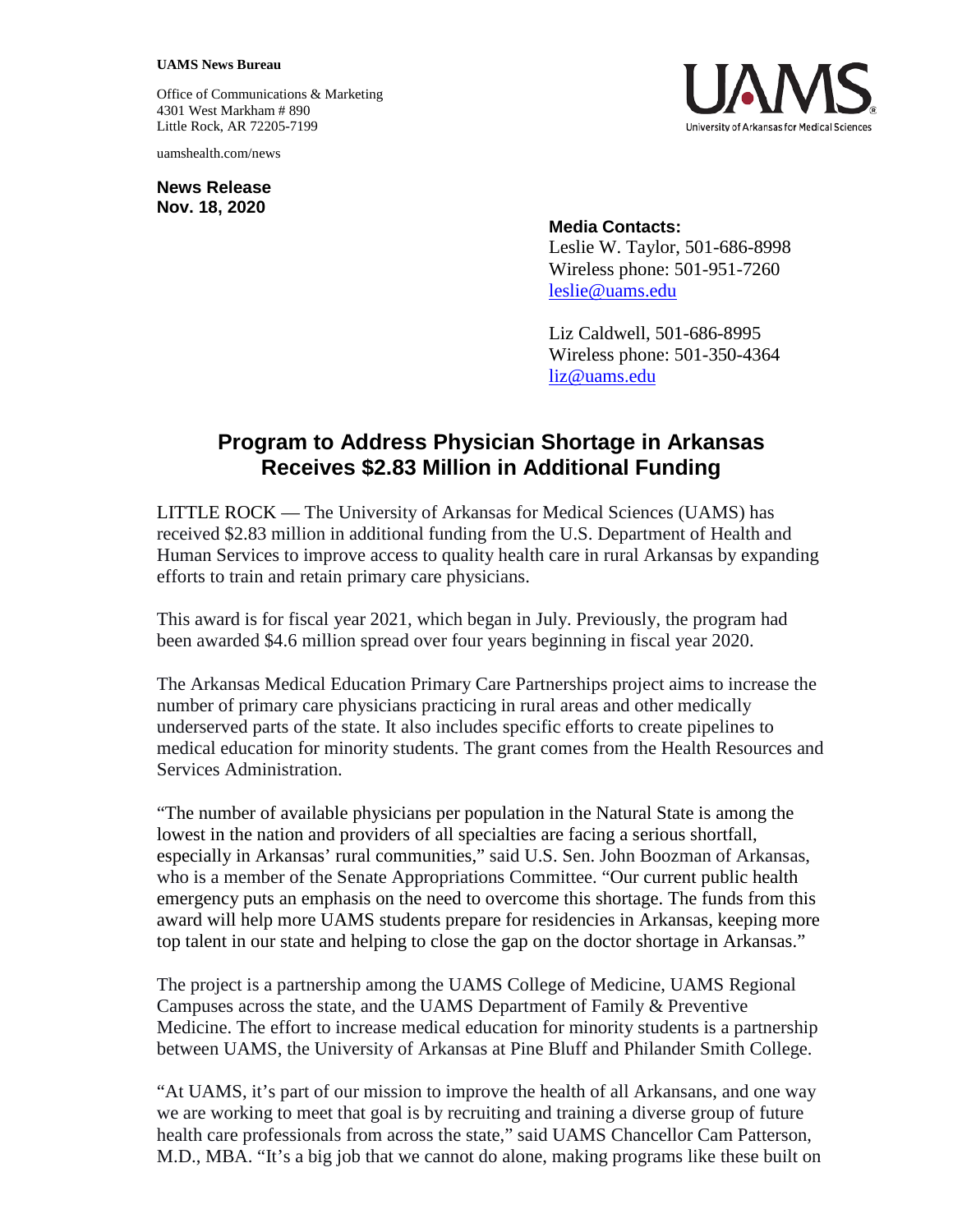**UAMS News Bureau**

Office of Communications & Marketing
4301 West Markham # 890
Little Rock, AR 72205-7199

uamshealth.com/news

**News Release**
**Nov. 18, 2020**

**Media Contacts:**
Leslie W. Taylor, 501-686-8998
Wireless phone: 501-951-7260
leslie@uams.edu

Liz Caldwell, 501-686-8995
Wireless phone: 501-350-4364
liz@uams.edu

# Program to Address Physician Shortage in Arkansas Receives $2.83 Million in Additional Funding

LITTLE ROCK — The University of Arkansas for Medical Sciences (UAMS) has received $2.83 million in additional funding from the U.S. Department of Health and Human Services to improve access to quality health care in rural Arkansas by expanding efforts to train and retain primary care physicians.

This award is for fiscal year 2021, which began in July. Previously, the program had been awarded $4.6 million spread over four years beginning in fiscal year 2020.

The Arkansas Medical Education Primary Care Partnerships project aims to increase the number of primary care physicians practicing in rural areas and other medically underserved parts of the state. It also includes specific efforts to create pipelines to medical education for minority students. The grant comes from the Health Resources and Services Administration.

"The number of available physicians per population in the Natural State is among the lowest in the nation and providers of all specialties are facing a serious shortfall, especially in Arkansas' rural communities," said U.S. Sen. John Boozman of Arkansas, who is a member of the Senate Appropriations Committee. "Our current public health emergency puts an emphasis on the need to overcome this shortage. The funds from this award will help more UAMS students prepare for residencies in Arkansas, keeping more top talent in our state and helping to close the gap on the doctor shortage in Arkansas."

The project is a partnership among the UAMS College of Medicine, UAMS Regional Campuses across the state, and the UAMS Department of Family & Preventive Medicine. The effort to increase medical education for minority students is a partnership between UAMS, the University of Arkansas at Pine Bluff and Philander Smith College.

"At UAMS, it's part of our mission to improve the health of all Arkansans, and one way we are working to meet that goal is by recruiting and training a diverse group of future health care professionals from across the state," said UAMS Chancellor Cam Patterson, M.D., MBA. "It's a big job that we cannot do alone, making programs like these built on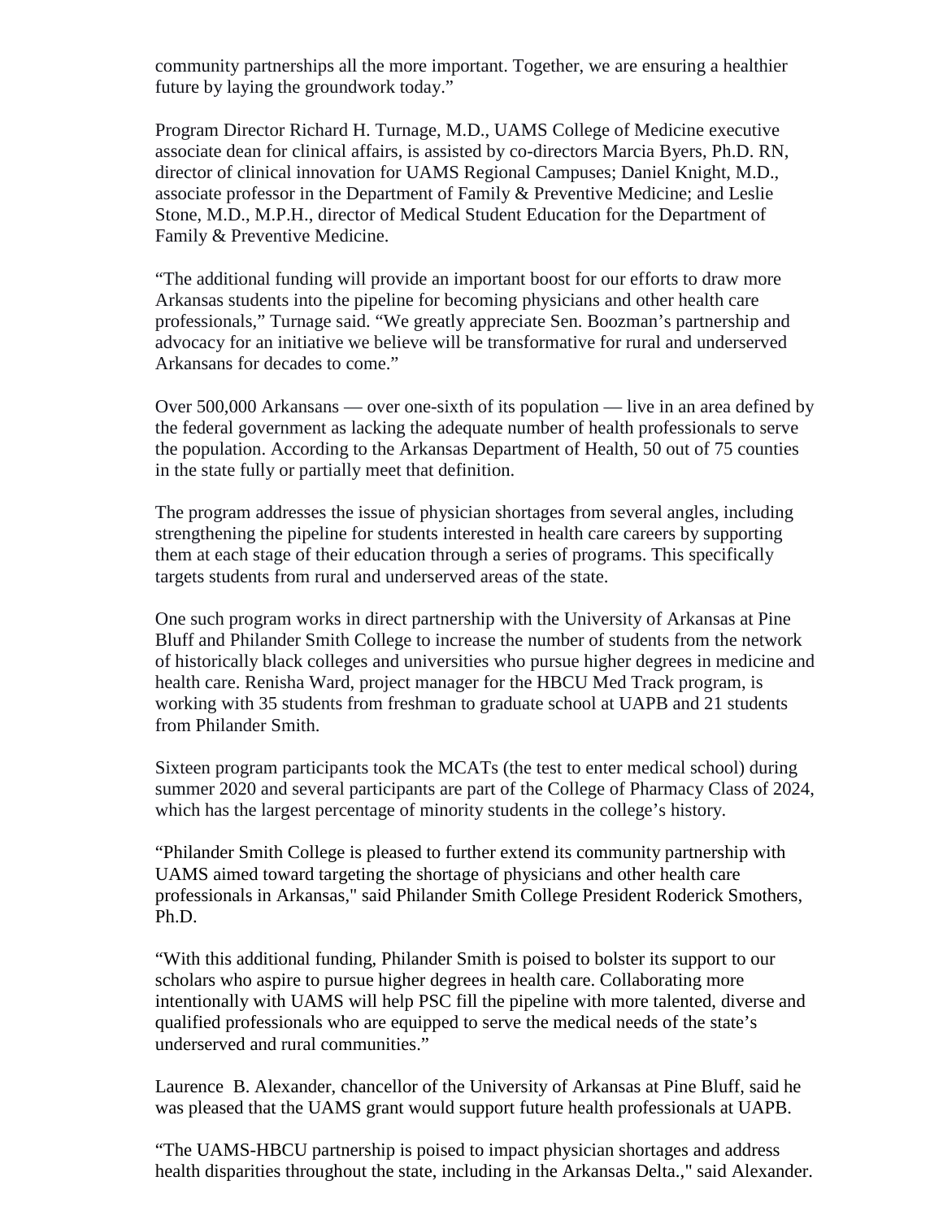community partnerships all the more important. Together, we are ensuring a healthier future by laying the groundwork today."

Program Director Richard H. Turnage, M.D., UAMS College of Medicine executive associate dean for clinical affairs, is assisted by co-directors Marcia Byers, Ph.D. RN, director of clinical innovation for UAMS Regional Campuses; Daniel Knight, M.D., associate professor in the Department of Family & Preventive Medicine; and Leslie Stone, M.D., M.P.H., director of Medical Student Education for the Department of Family & Preventive Medicine.

"The additional funding will provide an important boost for our efforts to draw more Arkansas students into the pipeline for becoming physicians and other health care professionals," Turnage said. "We greatly appreciate Sen. Boozman's partnership and advocacy for an initiative we believe will be transformative for rural and underserved Arkansans for decades to come."

Over 500,000 Arkansans — over one-sixth of its population — live in an area defined by the federal government as lacking the adequate number of health professionals to serve the population. According to the Arkansas Department of Health, 50 out of 75 counties in the state fully or partially meet that definition.

The program addresses the issue of physician shortages from several angles, including strengthening the pipeline for students interested in health care careers by supporting them at each stage of their education through a series of programs. This specifically targets students from rural and underserved areas of the state.

One such program works in direct partnership with the University of Arkansas at Pine Bluff and Philander Smith College to increase the number of students from the network of historically black colleges and universities who pursue higher degrees in medicine and health care. Renisha Ward, project manager for the HBCU Med Track program, is working with 35 students from freshman to graduate school at UAPB and 21 students from Philander Smith.

Sixteen program participants took the MCATs (the test to enter medical school) during summer 2020 and several participants are part of the College of Pharmacy Class of 2024, which has the largest percentage of minority students in the college's history.

"Philander Smith College is pleased to further extend its community partnership with UAMS aimed toward targeting the shortage of physicians and other health care professionals in Arkansas," said Philander Smith College President Roderick Smothers, Ph.D.

"With this additional funding, Philander Smith is poised to bolster its support to our scholars who aspire to pursue higher degrees in health care. Collaborating more intentionally with UAMS will help PSC fill the pipeline with more talented, diverse and qualified professionals who are equipped to serve the medical needs of the state's underserved and rural communities."

Laurence B. Alexander, chancellor of the University of Arkansas at Pine Bluff, said he was pleased that the UAMS grant would support future health professionals at UAPB.

"The UAMS-HBCU partnership is poised to impact physician shortages and address health disparities throughout the state, including in the Arkansas Delta.," said Alexander.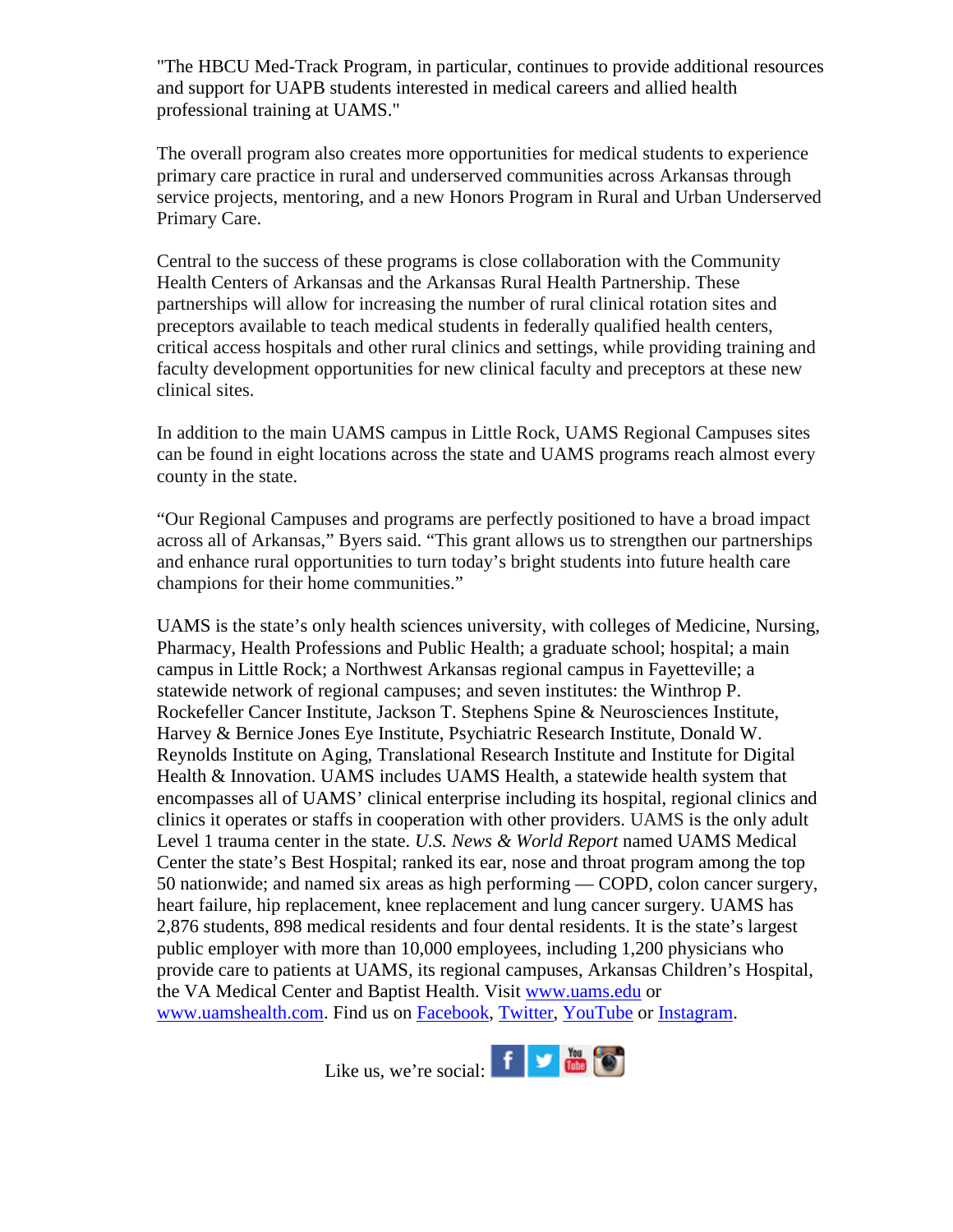"The HBCU Med-Track Program, in particular, continues to provide additional resources and support for UAPB students interested in medical careers and allied health professional training at UAMS."

The overall program also creates more opportunities for medical students to experience primary care practice in rural and underserved communities across Arkansas through service projects, mentoring, and a new Honors Program in Rural and Urban Underserved Primary Care.

Central to the success of these programs is close collaboration with the Community Health Centers of Arkansas and the Arkansas Rural Health Partnership. These partnerships will allow for increasing the number of rural clinical rotation sites and preceptors available to teach medical students in federally qualified health centers, critical access hospitals and other rural clinics and settings, while providing training and faculty development opportunities for new clinical faculty and preceptors at these new clinical sites.

In addition to the main UAMS campus in Little Rock, UAMS Regional Campuses sites can be found in eight locations across the state and UAMS programs reach almost every county in the state.

"Our Regional Campuses and programs are perfectly positioned to have a broad impact across all of Arkansas," Byers said. "This grant allows us to strengthen our partnerships and enhance rural opportunities to turn today's bright students into future health care champions for their home communities."

UAMS is the state's only health sciences university, with colleges of Medicine, Nursing, Pharmacy, Health Professions and Public Health; a graduate school; hospital; a main campus in Little Rock; a Northwest Arkansas regional campus in Fayetteville; a statewide network of regional campuses; and seven institutes: the Winthrop P. Rockefeller Cancer Institute, Jackson T. Stephens Spine & Neurosciences Institute, Harvey & Bernice Jones Eye Institute, Psychiatric Research Institute, Donald W. Reynolds Institute on Aging, Translational Research Institute and Institute for Digital Health & Innovation. UAMS includes UAMS Health, a statewide health system that encompasses all of UAMS' clinical enterprise including its hospital, regional clinics and clinics it operates or staffs in cooperation with other providers. UAMS is the only adult Level 1 trauma center in the state. *U.S. News & World Report* named UAMS Medical Center the state's Best Hospital; ranked its ear, nose and throat program among the top 50 nationwide; and named six areas as high performing — COPD, colon cancer surgery, heart failure, hip replacement, knee replacement and lung cancer surgery. UAMS has 2,876 students, 898 medical residents and four dental residents. It is the state's largest public employer with more than 10,000 employees, including 1,200 physicians who provide care to patients at UAMS, its regional campuses, Arkansas Children's Hospital, the VA Medical Center and Baptist Health. Visit www.uams.edu or www.uamshealth.com. Find us on Facebook, Twitter, YouTube or Instagram.

Like us, we're social: